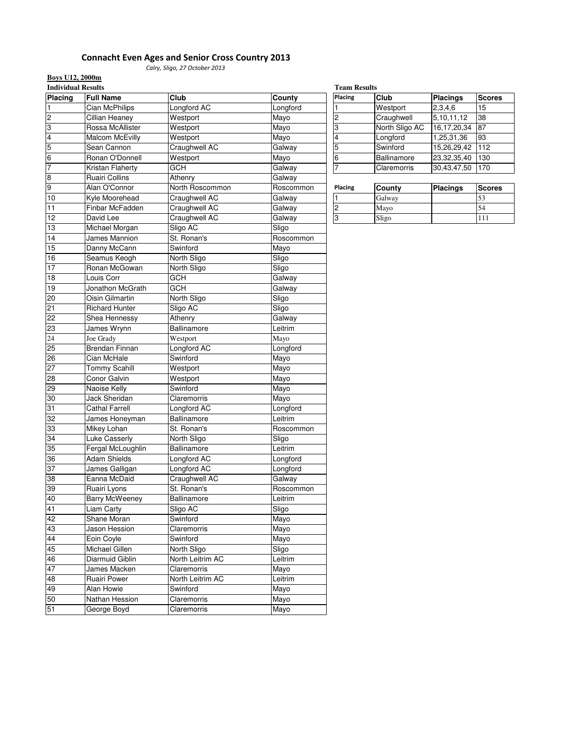# Connacht Even Ages and Senior Cross Country 2013

*Calry, Sligo, 27 October 2013*

**Boys U12, 2000m**

**Individual Results**

| Placing | Full Name | Club | County |
|---|---|---|---|
| 1 | Cian McPhilips | Longford AC | Longford |
| 2 | Cillian Heaney | Westport | Mayo |
| 3 | Rossa McAllister | Westport | Mayo |
| 4 | Malcom McEvilly | Westport | Mayo |
| 5 | Sean Cannon | Craughwell AC | Galway |
| 6 | Ronan O'Donnell | Westport | Mayo |
| 7 | Kristan Flaherty | GCH | Galway |
| 8 | Ruairi Collins | Athenry | Galway |
| 9 | Alan O'Connor | North Roscommon | Roscommon |
| 10 | Kyle Moorehead | Craughwell AC | Galway |
| 11 | Finbar McFadden | Craughwell AC | Galway |
| 12 | David Lee | Craughwell AC | Galway |
| 13 | Michael Morgan | Sligo AC | Sligo |
| 14 | James Mannion | St. Ronan's | Roscommon |
| 15 | Danny McCann | Swinford | Mayo |
| 16 | Seamus Keogh | North Sligo | Sligo |
| 17 | Ronan McGowan | North Sligo | Sligo |
| 18 | Louis Corr | GCH | Galway |
| 19 | Jonathon McGrath | GCH | Galway |
| 20 | Oisin Gilmartin | North Sligo | Sligo |
| 21 | Richard Hunter | Sligo AC | Sligo |
| 22 | Shea Hennessy | Athenry | Galway |
| 23 | James Wrynn | Ballinamore | Leitrim |
| 24 | Joe Grady | Westport | Mayo |
| 25 | Brendan Finnan | Longford AC | Longford |
| 26 | Cian McHale | Swinford | Mayo |
| 27 | Tommy Scahill | Westport | Mayo |
| 28 | Conor Galvin | Westport | Mayo |
| 29 | Naoise Kelly | Swinford | Mayo |
| 30 | Jack Sheridan | Claremorris | Mayo |
| 31 | Cathal Farrell | Longford AC | Longford |
| 32 | James Honeyman | Ballinamore | Leitrim |
| 33 | Mikey Lohan | St. Ronan's | Roscommon |
| 34 | Luke Casserly | North Sligo | Sligo |
| 35 | Fergal McLoughlin | Ballinamore | Leitrim |
| 36 | Adam Shields | Longford AC | Longford |
| 37 | James Galligan | Longford AC | Longford |
| 38 | Eanna McDaid | Craughwell AC | Galway |
| 39 | Ruairi Lyons | St. Ronan's | Roscommon |
| 40 | Barry McWeeney | Ballinamore | Leitrim |
| 41 | Liam Carty | Sligo AC | Sligo |
| 42 | Shane Moran | Swinford | Mayo |
| 43 | Jason Hession | Claremorris | Mayo |
| 44 | Eoin Coyle | Swinford | Mayo |
| 45 | Michael Gillen | North Sligo | Sligo |
| 46 | Diarmuid Giblin | North Leitrim AC | Leitrim |
| 47 | James Macken | Claremorris | Mayo |
| 48 | Ruairi Power | North Leitrim AC | Leitrim |
| 49 | Alan Howie | Swinford | Mayo |
| 50 | Nathan Hession | Claremorris | Mayo |
| 51 | George Boyd | Claremorris | Mayo |

**Team Results**

| Placing | Club | Placings | Scores |
|---|---|---|---|
| 1 | Westport | 2,3,4,6 | 15 |
| 2 | Craughwell | 5,10,11,12 | 38 |
| 3 | North Sligo AC | 16,17,20,34 | 87 |
| 4 | Longford | 1,25,31,36 | 93 |
| 5 | Swinford | 15,26,29,42 | 112 |
| 6 | Ballinamore | 23,32,35,40 | 130 |
| 7 | Claremorris | 30,43,47,50 | 170 |

| Placing | County | Placings | Scores |
|---|---|---|---|
| 1 | Galway | | 53 |
| 2 | Mayo | | 54 |
| 3 | Sligo | | 111 |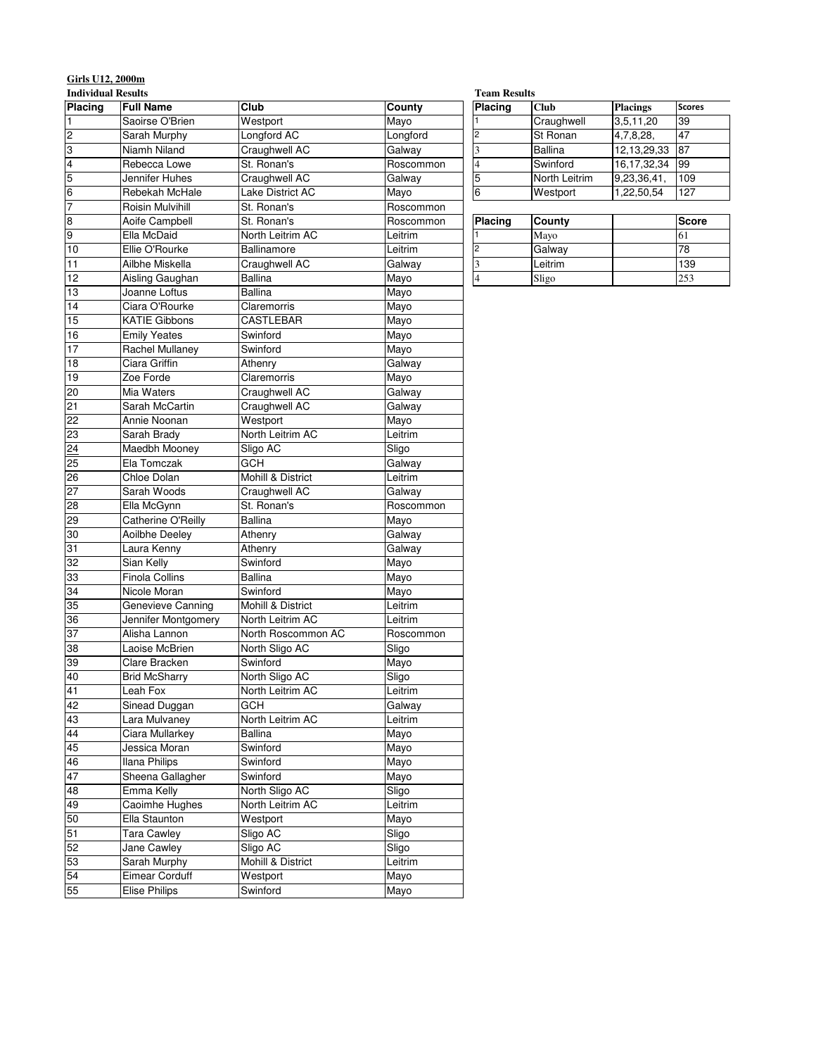**Girls U12, 2000m**

**Individual Results**

| Placing | Full Name | Club | County |
|---|---|---|---|
| 1 | Saoirse O'Brien | Westport | Mayo |
| 2 | Sarah Murphy | Longford AC | Longford |
| 3 | Niamh Niland | Craughwell AC | Galway |
| 4 | Rebecca Lowe | St. Ronan's | Roscommon |
| 5 | Jennifer Huhes | Craughwell AC | Galway |
| 6 | Rebekah McHale | Lake District AC | Mayo |
| 7 | Roisin Mulvihill | St. Ronan's | Roscommon |
| 8 | Aoife Campbell | St. Ronan's | Roscommon |
| 9 | Ella McDaid | North Leitrim AC | Leitrim |
| 10 | Ellie O'Rourke | Ballinamore | Leitrim |
| 11 | Ailbhe Miskella | Craughwell AC | Galway |
| 12 | Aisling Gaughan | Ballina | Mayo |
| 13 | Joanne Loftus | Ballina | Mayo |
| 14 | Ciara O'Rourke | Claremorris | Mayo |
| 15 | KATIE Gibbons | CASTLEBAR | Mayo |
| 16 | Emily Yeates | Swinford | Mayo |
| 17 | Rachel Mullaney | Swinford | Mayo |
| 18 | Ciara Griffin | Athenry | Galway |
| 19 | Zoe Forde | Claremorris | Mayo |
| 20 | Mia Waters | Craughwell AC | Galway |
| 21 | Sarah McCartin | Craughwell AC | Galway |
| 22 | Annie Noonan | Westport | Mayo |
| 23 | Sarah Brady | North Leitrim AC | Leitrim |
| 24 | Maedbh Mooney | Sligo AC | Sligo |
| 25 | Ela Tomczak | GCH | Galway |
| 26 | Chloe Dolan | Mohill & District | Leitrim |
| 27 | Sarah Woods | Craughwell AC | Galway |
| 28 | Ella McGynn | St. Ronan's | Roscommon |
| 29 | Catherine O'Reilly | Ballina | Mayo |
| 30 | Aoilbhe Deeley | Athenry | Galway |
| 31 | Laura Kenny | Athenry | Galway |
| 32 | Sian Kelly | Swinford | Mayo |
| 33 | Finola Collins | Ballina | Mayo |
| 34 | Nicole Moran | Swinford | Mayo |
| 35 | Genevieve Canning | Mohill & District | Leitrim |
| 36 | Jennifer Montgomery | North Leitrim AC | Leitrim |
| 37 | Alisha Lannon | North Roscommon AC | Roscommon |
| 38 | Laoise McBrien | North Sligo AC | Sligo |
| 39 | Clare Bracken | Swinford | Mayo |
| 40 | Brid McSharry | North Sligo AC | Sligo |
| 41 | Leah Fox | North Leitrim AC | Leitrim |
| 42 | Sinead Duggan | GCH | Galway |
| 43 | Lara Mulvaney | North Leitrim AC | Leitrim |
| 44 | Ciara Mullarkey | Ballina | Mayo |
| 45 | Jessica Moran | Swinford | Mayo |
| 46 | Ilana Philips | Swinford | Mayo |
| 47 | Sheena Gallagher | Swinford | Mayo |
| 48 | Emma Kelly | North Sligo AC | Sligo |
| 49 | Caoimhe Hughes | North Leitrim AC | Leitrim |
| 50 | Ella Staunton | Westport | Mayo |
| 51 | Tara Cawley | Sligo AC | Sligo |
| 52 | Jane Cawley | Sligo AC | Sligo |
| 53 | Sarah Murphy | Mohill & District | Leitrim |
| 54 | Eimear Corduff | Westport | Mayo |
| 55 | Elise Philips | Swinford | Mayo |

**Team Results**

| Placing | Club | Placings | Scores |
|---|---|---|---|
| 1 | Craughwell | 3,5,11,20 | 39 |
| 2 | St Ronan | 4,7,8,28, | 47 |
| 3 | Ballina | 12,13,29,33 | 87 |
| 4 | Swinford | 16,17,32,34 | 99 |
| 5 | North Leitrim | 9,23,36,41, | 109 |
| 6 | Westport | 1,22,50,54 | 127 |

| Placing | County | | Score |
|---|---|---|---|
| 1 | Mayo | | 61 |
| 2 | Galway | | 78 |
| 3 | Leitrim | | 139 |
| 4 | Sligo | | 253 |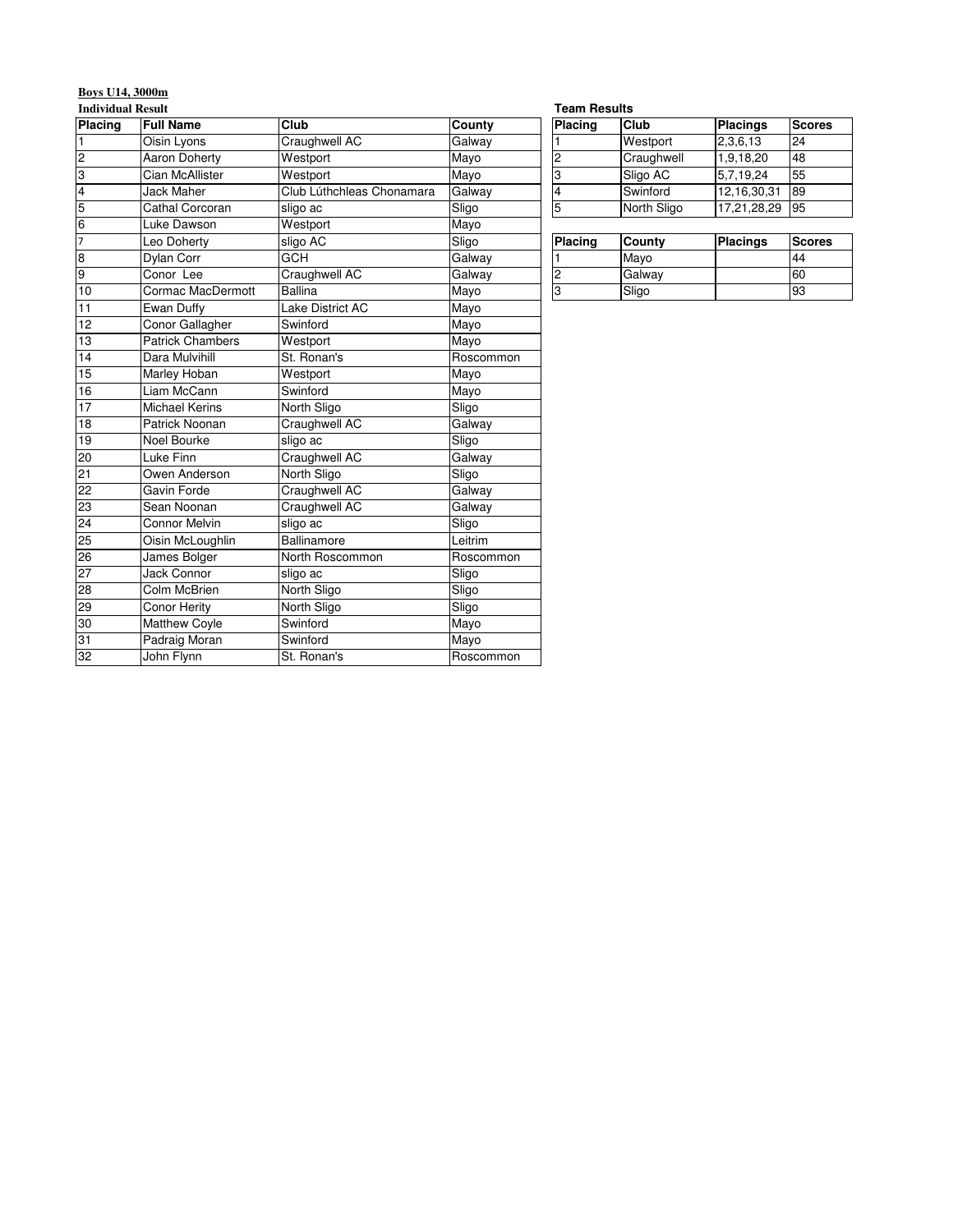**Boys U14, 3000m**

**Individual Result**

| Placing | Full Name | Club | County |
|---|---|---|---|
| 1 | Oisin Lyons | Craughwell AC | Galway |
| 2 | Aaron Doherty | Westport | Mayo |
| 3 | Cian McAllister | Westport | Mayo |
| 4 | Jack Maher | Club Lúthchleas Chonamara | Galway |
| 5 | Cathal Corcoran | sligo ac | Sligo |
| 6 | Luke Dawson | Westport | Mayo |
| 7 | Leo Doherty | sligo AC | Sligo |
| 8 | Dylan Corr | GCH | Galway |
| 9 | Conor Lee | Craughwell AC | Galway |
| 10 | Cormac MacDermott | Ballina | Mayo |
| 11 | Ewan Duffy | Lake District AC | Mayo |
| 12 | Conor Gallagher | Swinford | Mayo |
| 13 | Patrick Chambers | Westport | Mayo |
| 14 | Dara Mulvihill | St. Ronan's | Roscommon |
| 15 | Marley Hoban | Westport | Mayo |
| 16 | Liam McCann | Swinford | Mayo |
| 17 | Michael Kerins | North Sligo | Sligo |
| 18 | Patrick Noonan | Craughwell AC | Galway |
| 19 | Noel Bourke | sligo ac | Sligo |
| 20 | Luke Finn | Craughwell AC | Galway |
| 21 | Owen Anderson | North Sligo | Sligo |
| 22 | Gavin Forde | Craughwell AC | Galway |
| 23 | Sean Noonan | Craughwell AC | Galway |
| 24 | Connor Melvin | sligo ac | Sligo |
| 25 | Oisin McLoughlin | Ballinamore | Leitrim |
| 26 | James Bolger | North Roscommon | Roscommon |
| 27 | Jack Connor | sligo ac | Sligo |
| 28 | Colm McBrien | North Sligo | Sligo |
| 29 | Conor Herity | North Sligo | Sligo |
| 30 | Matthew Coyle | Swinford | Mayo |
| 31 | Padraig Moran | Swinford | Mayo |
| 32 | John Flynn | St. Ronan's | Roscommon |

**Team Results**

| Placing | Club | Placings | Scores |
|---|---|---|---|
| 1 | Westport | 2,3,6,13 | 24 |
| 2 | Craughwell | 1,9,18,20 | 48 |
| 3 | Sligo AC | 5,7,19,24 | 55 |
| 4 | Swinford | 12,16,30,31 | 89 |
| 5 | North Sligo | 17,21,28,29 | 95 |

| Placing | County | Placings | Scores |
|---|---|---|---|
| 1 | Mayo | | 44 |
| 2 | Galway | | 60 |
| 3 | Sligo | | 93 |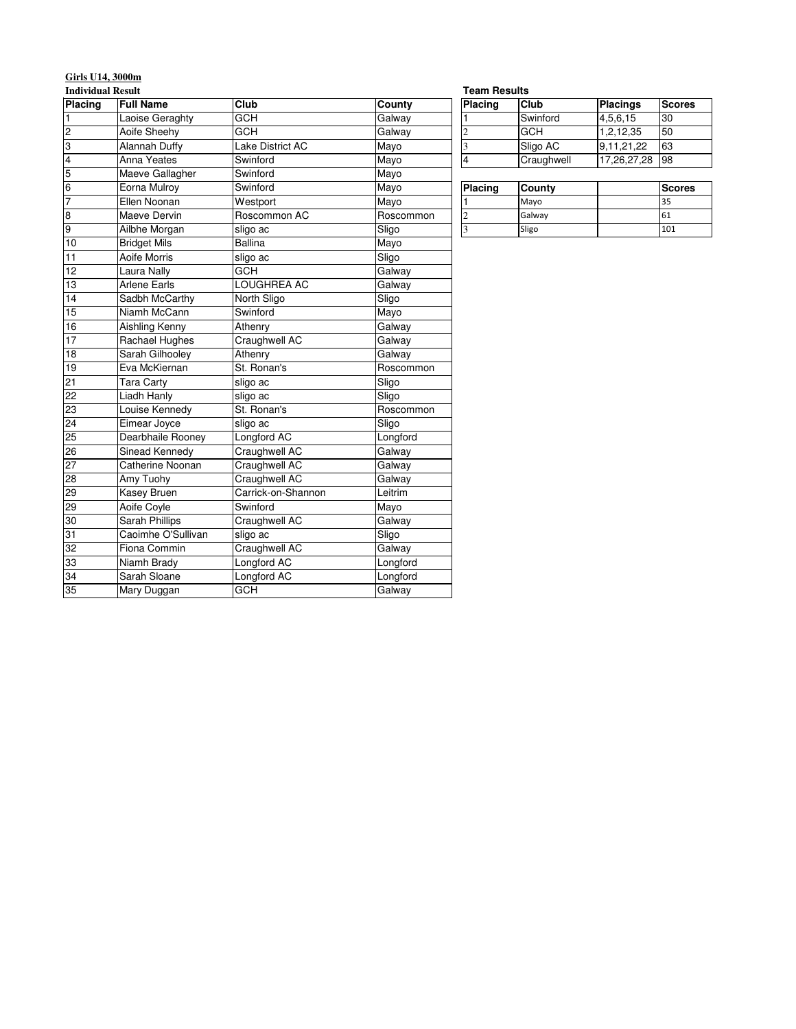**Girls U14, 3000m**

**Individual Result**

| Placing | Full Name | Club | County |
|---|---|---|---|
| 1 | Laoise Geraghty | GCH | Galway |
| 2 | Aoife Sheehy | GCH | Galway |
| 3 | Alannah Duffy | Lake District AC | Mayo |
| 4 | Anna Yeates | Swinford | Mayo |
| 5 | Maeve Gallagher | Swinford | Mayo |
| 6 | Eorna Mulroy | Swinford | Mayo |
| 7 | Ellen Noonan | Westport | Mayo |
| 8 | Maeve Dervin | Roscommon AC | Roscommon |
| 9 | Ailbhe Morgan | sligo ac | Sligo |
| 10 | Bridget Mils | Ballina | Mayo |
| 11 | Aoife Morris | sligo ac | Sligo |
| 12 | Laura Nally | GCH | Galway |
| 13 | Arlene Earls | LOUGHREA AC | Galway |
| 14 | Sadbh McCarthy | North Sligo | Sligo |
| 15 | Niamh McCann | Swinford | Mayo |
| 16 | Aishling Kenny | Athenry | Galway |
| 17 | Rachael Hughes | Craughwell AC | Galway |
| 18 | Sarah Gilhooley | Athenry | Galway |
| 19 | Eva McKiernan | St. Ronan's | Roscommon |
| 21 | Tara Carty | sligo ac | Sligo |
| 22 | Liadh Hanly | sligo ac | Sligo |
| 23 | Louise Kennedy | St. Ronan's | Roscommon |
| 24 | Eimear Joyce | sligo ac | Sligo |
| 25 | Dearbhaile Rooney | Longford AC | Longford |
| 26 | Sinead Kennedy | Craughwell AC | Galway |
| 27 | Catherine Noonan | Craughwell AC | Galway |
| 28 | Amy Tuohy | Craughwell AC | Galway |
| 29 | Kasey Bruen | Carrick-on-Shannon | Leitrim |
| 29 | Aoife Coyle | Swinford | Mayo |
| 30 | Sarah Phillips | Craughwell AC | Galway |
| 31 | Caoimhe O'Sullivan | sligo ac | Sligo |
| 32 | Fiona Commin | Craughwell AC | Galway |
| 33 | Niamh Brady | Longford AC | Longford |
| 34 | Sarah Sloane | Longford AC | Longford |
| 35 | Mary Duggan | GCH | Galway |

**Team Results**

| Placing | Club | Placings | Scores |
|---|---|---|---|
| 1 | Swinford | 4,5,6,15 | 30 |
| 2 | GCH | 1,2,12,35 | 50 |
| 3 | Sligo AC | 9,11,21,22 | 63 |
| 4 | Craughwell | 17,26,27,28 | 98 |

| Placing | County | | Scores |
|---|---|---|---|
| 1 | Mayo | | 35 |
| 2 | Galway | | 61 |
| 3 | Sligo | | 101 |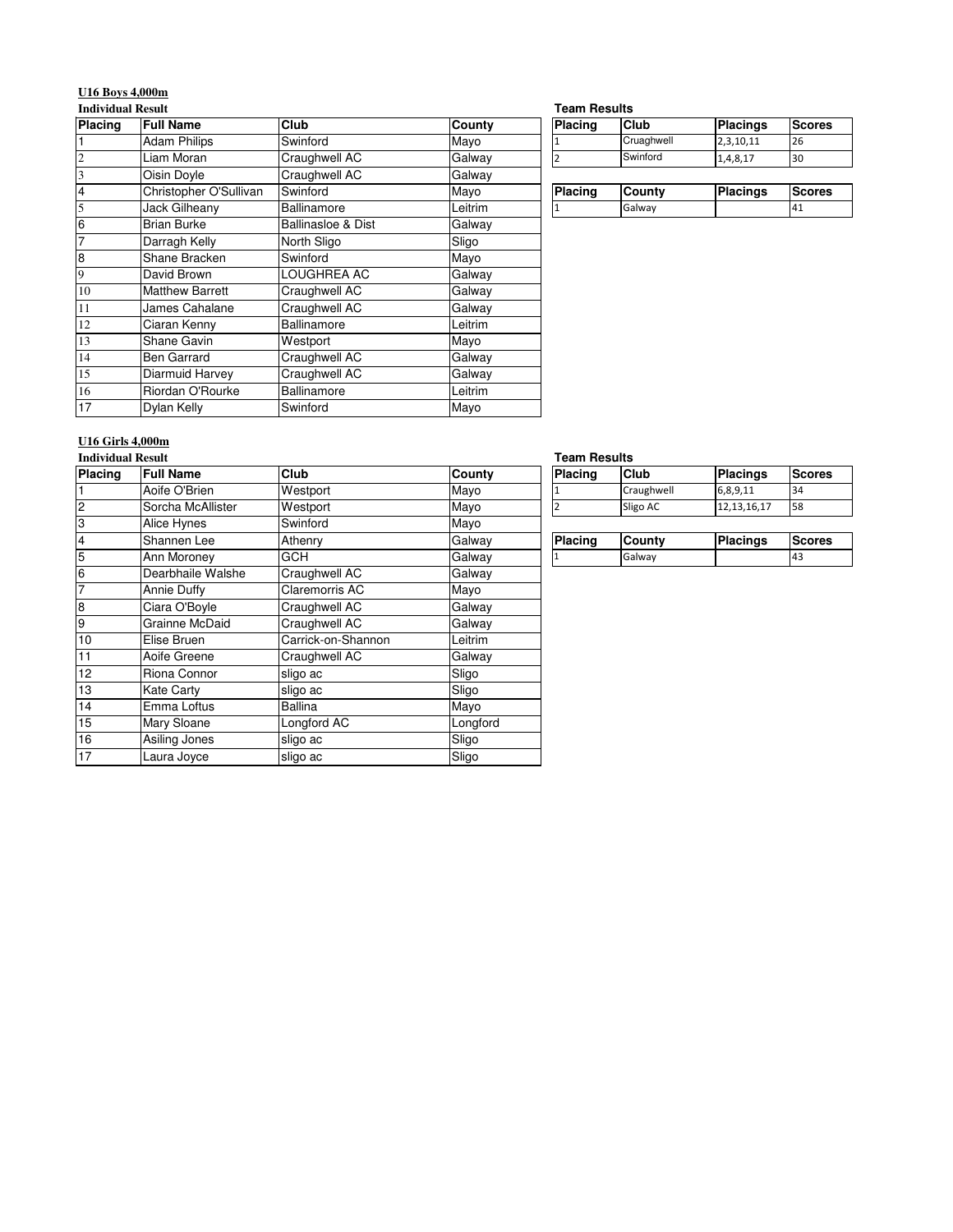## U16 Boys 4,000m

**Individual Result**

| Placing | Full Name | Club | County |
|---|---|---|---|
| 1 | Adam Philips | Swinford | Mayo |
| 2 | Liam Moran | Craughwell AC | Galway |
| 3 | Oisin Doyle | Craughwell AC | Galway |
| 4 | Christopher O'Sullivan | Swinford | Mayo |
| 5 | Jack Gilheany | Ballinamore | Leitrim |
| 6 | Brian Burke | Ballinasloe & Dist | Galway |
| 7 | Darragh Kelly | North Sligo | Sligo |
| 8 | Shane Bracken | Swinford | Mayo |
| 9 | David Brown | LOUGHREA AC | Galway |
| 10 | Matthew Barrett | Craughwell AC | Galway |
| 11 | James Cahalane | Craughwell AC | Galway |
| 12 | Ciaran Kenny | Ballinamore | Leitrim |
| 13 | Shane Gavin | Westport | Mayo |
| 14 | Ben Garrard | Craughwell AC | Galway |
| 15 | Diarmuid Harvey | Craughwell AC | Galway |
| 16 | Riordan O'Rourke | Ballinamore | Leitrim |
| 17 | Dylan Kelly | Swinford | Mayo |

**Team Results**

| Placing | Club | Placings | Scores |
|---|---|---|---|
| 1 | Cruaghwell | 2,3,10,11 | 26 |
| 2 | Swinford | 1,4,8,17 | 30 |

| Placing | County | Placings | Scores |
|---|---|---|---|
| 1 | Galway | | 41 |

## U16 Girls 4,000m

**Individual Result**

| Placing | Full Name | Club | County |
|---|---|---|---|
| 1 | Aoife O'Brien | Westport | Mayo |
| 2 | Sorcha McAllister | Westport | Mayo |
| 3 | Alice Hynes | Swinford | Mayo |
| 4 | Shannen Lee | Athenry | Galway |
| 5 | Ann Moroney | GCH | Galway |
| 6 | Dearbhaile Walshe | Craughwell AC | Galway |
| 7 | Annie Duffy | Claremorris AC | Mayo |
| 8 | Ciara O'Boyle | Craughwell AC | Galway |
| 9 | Grainne McDaid | Craughwell AC | Galway |
| 10 | Elise Bruen | Carrick-on-Shannon | Leitrim |
| 11 | Aoife Greene | Craughwell AC | Galway |
| 12 | Riona Connor | sligo ac | Sligo |
| 13 | Kate Carty | sligo ac | Sligo |
| 14 | Emma Loftus | Ballina | Mayo |
| 15 | Mary Sloane | Longford AC | Longford |
| 16 | Asiling Jones | sligo ac | Sligo |
| 17 | Laura Joyce | sligo ac | Sligo |

**Team Results**

| Placing | Club | Placings | Scores |
|---|---|---|---|
| 1 | Craughwell | 6,8,9,11 | 34 |
| 2 | Sligo AC | 12,13,16,17 | 58 |

| Placing | County | Placings | Scores |
|---|---|---|---|
| 1 | Galway | | 43 |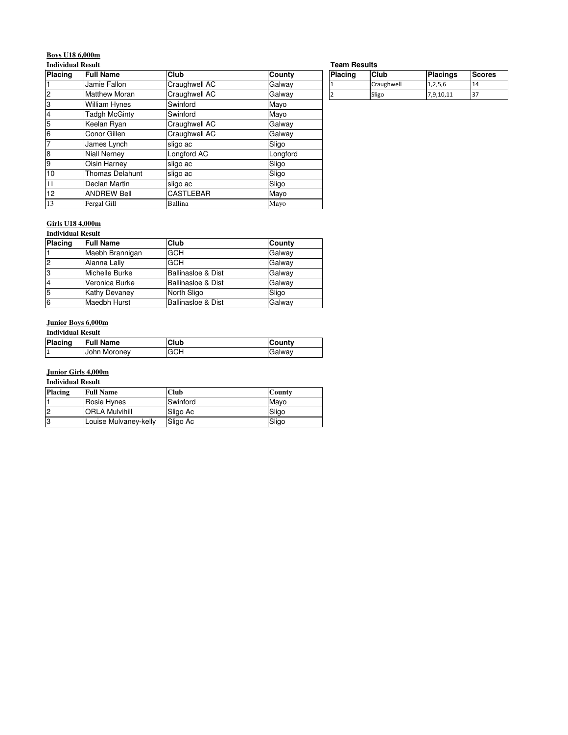### Boys U18 6,000m

**Individual Result**

| Placing | Full Name | Club | County |
|---|---|---|---|
| 1 | Jamie Fallon | Craughwell AC | Galway |
| 2 | Matthew Moran | Craughwell AC | Galway |
| 3 | William Hynes | Swinford | Mayo |
| 4 | Tadgh McGinty | Swinford | Mayo |
| 5 | Keelan Ryan | Craughwell AC | Galway |
| 6 | Conor Gillen | Craughwell AC | Galway |
| 7 | James Lynch | sligo ac | Sligo |
| 8 | Niall Nerney | Longford AC | Longford |
| 9 | Oisin Harney | sligo ac | Sligo |
| 10 | Thomas Delahunt | sligo ac | Sligo |
| 11 | Declan Martin | sligo ac | Sligo |
| 12 | ANDREW Bell | CASTLEBAR | Mayo |
| 13 | Fergal Gill | Ballina | Mayo |

**Team Results**

| Placing | Club | Placings | Scores |
|---|---|---|---|
| 1 | Craughwell | 1,2,5,6 | 14 |
| 2 | Sligo | 7,9,10,11 | 37 |

### Girls U18 4,000m

**Individual Result**

| Placing | Full Name | Club | County |
|---|---|---|---|
| 1 | Maebh Brannigan | GCH | Galway |
| 2 | Alanna Lally | GCH | Galway |
| 3 | Michelle Burke | Ballinasloe & Dist | Galway |
| 4 | Veronica Burke | Ballinasloe & Dist | Galway |
| 5 | Kathy Devaney | North Sligo | Sligo |
| 6 | Maedbh Hurst | Ballinasloe & Dist | Galway |

### Junior Boys 6,000m

**Individual Result**

| Placing | Full Name | Club | County |
|---|---|---|---|
| 1 | John Moroney | GCH | Galway |

### Junior Girls 4,000m

**Individual Result**

| Placing | Full Name | Club | County |
|---|---|---|---|
| 1 | Rosie Hynes | Swinford | Mayo |
| 2 | ORLA Mulvihill | Sligo Ac | Sligo |
| 3 | Louise Mulvaney-kelly | Sligo Ac | Sligo |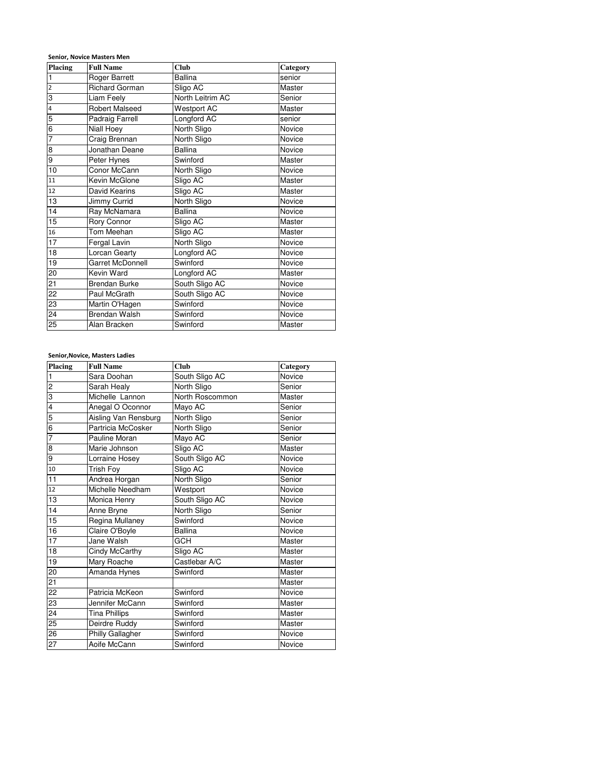**Senior, Novice Masters Men**

| Placing | Full Name | Club | Category |
|---|---|---|---|
| 1 | Roger Barrett | Ballina | senior |
| 2 | Richard Gorman | Sligo AC | Master |
| 3 | Liam Feely | North Leitrim AC | Senior |
| 4 | Robert Malseed | Westport AC | Master |
| 5 | Padraig Farrell | Longford AC | senior |
| 6 | Niall Hoey | North Sligo | Novice |
| 7 | Craig Brennan | North Sligo | Novice |
| 8 | Jonathan Deane | Ballina | Novice |
| 9 | Peter Hynes | Swinford | Master |
| 10 | Conor McCann | North Sligo | Novice |
| 11 | Kevin McGlone | Sligo AC | Master |
| 12 | David Kearins | Sligo AC | Master |
| 13 | Jimmy Currid | North Sligo | Novice |
| 14 | Ray McNamara | Ballina | Novice |
| 15 | Rory Connor | Sligo AC | Master |
| 16 | Tom Meehan | Sligo AC | Master |
| 17 | Fergal Lavin | North Sligo | Novice |
| 18 | Lorcan Gearty | Longford AC | Novice |
| 19 | Garret McDonnell | Swinford | Novice |
| 20 | Kevin Ward | Longford AC | Master |
| 21 | Brendan Burke | South Sligo AC | Novice |
| 22 | Paul McGrath | South Sligo AC | Novice |
| 23 | Martin O'Hagen | Swinford | Novice |
| 24 | Brendan Walsh | Swinford | Novice |
| 25 | Alan Bracken | Swinford | Master |

**Senior,Novice, Masters Ladies**

| Placing | Full Name | Club | Category |
|---|---|---|---|
| 1 | Sara Doohan | South Sligo AC | Novice |
| 2 | Sarah Healy | North Sligo | Senior |
| 3 | Michelle Lannon | North Roscommon | Master |
| 4 | Anegal O Oconnor | Mayo AC | Senior |
| 5 | Aisling Van Rensburg | North Sligo | Senior |
| 6 | Partricia McCosker | North Sligo | Senior |
| 7 | Pauline Moran | Mayo AC | Senior |
| 8 | Marie Johnson | Sligo AC | Master |
| 9 | Lorraine Hosey | South Sligo AC | Novice |
| 10 | Trish Foy | Sligo AC | Novice |
| 11 | Andrea Horgan | North Sligo | Senior |
| 12 | Michelle Needham | Westport | Novice |
| 13 | Monica Henry | South Sligo AC | Novice |
| 14 | Anne Bryne | North Sligo | Senior |
| 15 | Regina Mullaney | Swinford | Novice |
| 16 | Claire O'Boyle | Ballina | Novice |
| 17 | Jane Walsh | GCH | Master |
| 18 | Cindy McCarthy | Sligo AC | Master |
| 19 | Mary Roache | Castlebar A/C | Master |
| 20 | Amanda Hynes | Swinford | Master |
| 21 | | | Master |
| 22 | Patricia McKeon | Swinford | Novice |
| 23 | Jennifer McCann | Swinford | Master |
| 24 | Tina Phillips | Swinford | Master |
| 25 | Deirdre Ruddy | Swinford | Master |
| 26 | Philly Gallagher | Swinford | Novice |
| 27 | Aoife McCann | Swinford | Novice |